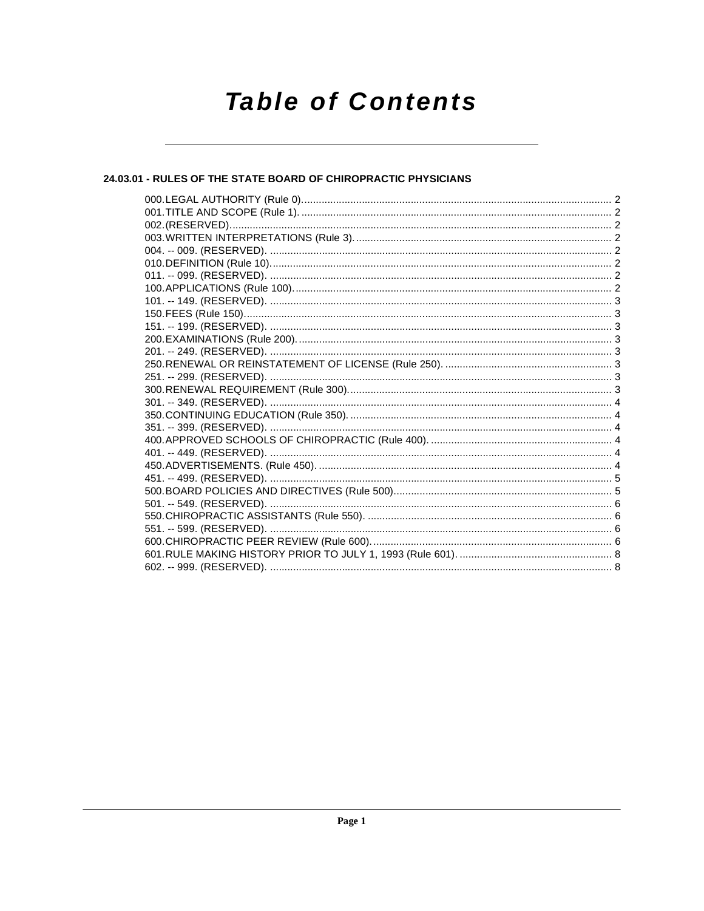# Table of Contents

## 24.03.01 - RULES OF THE STATE BOARD OF CHIROPRACTIC PHYSICIANS

000. LEGAL AUTHORITY (Rule 0) ........................................................................................................ 2
001. TITLE AND SCOPE (Rule 1). ......................................................................................................... 2
002. (RESERVED). ................................................................................................................................ 2
003. WRITTEN INTERPRETATIONS (Rule 3). ....................................................................................... 2
004. -- 009. (RESERVED). ..................................................................................................................... 2
010. DEFINITION (Rule 10). ................................................................................................................... 2
011. -- 099. (RESERVED). ..................................................................................................................... 2
100. APPLICATIONS (Rule 100). ........................................................................................................... 2
101. -- 149. (RESERVED). ..................................................................................................................... 3
150. FEES (Rule 150). ............................................................................................................................ 3
151. -- 199. (RESERVED). ..................................................................................................................... 3
200. EXAMINATIONS (Rule 200). .......................................................................................................... 3
201. -- 249. (RESERVED). ..................................................................................................................... 3
250. RENEWAL OR REINSTATEMENT OF LICENSE (Rule 250). ......................................................... 3
251. -- 299. (RESERVED). ..................................................................................................................... 3
300. RENEWAL REQUIREMENT (Rule 300). ......................................................................................... 3
301. -- 349. (RESERVED). ..................................................................................................................... 4
350. CONTINUING EDUCATION (Rule 350). ......................................................................................... 4
351. -- 399. (RESERVED). ..................................................................................................................... 4
400. APPROVED SCHOOLS OF CHIROPRACTIC (Rule 400). .............................................................. 4
401. -- 449. (RESERVED). ..................................................................................................................... 4
450. ADVERTISEMENTS. (Rule 450). .................................................................................................... 4
451. -- 499. (RESERVED). ..................................................................................................................... 5
500. BOARD POLICIES AND DIRECTIVES (Rule 500). .......................................................................... 5
501. -- 549. (RESERVED). ..................................................................................................................... 6
550. CHIROPRACTIC ASSISTANTS (Rule 550). ................................................................................... 6
551. -- 599. (RESERVED). ..................................................................................................................... 6
600. CHIROPRACTIC PEER REVIEW (Rule 600). .................................................................................. 6
601. RULE MAKING HISTORY PRIOR TO JULY 1, 1993 (Rule 601). .................................................... 8
602. -- 999. (RESERVED). ..................................................................................................................... 8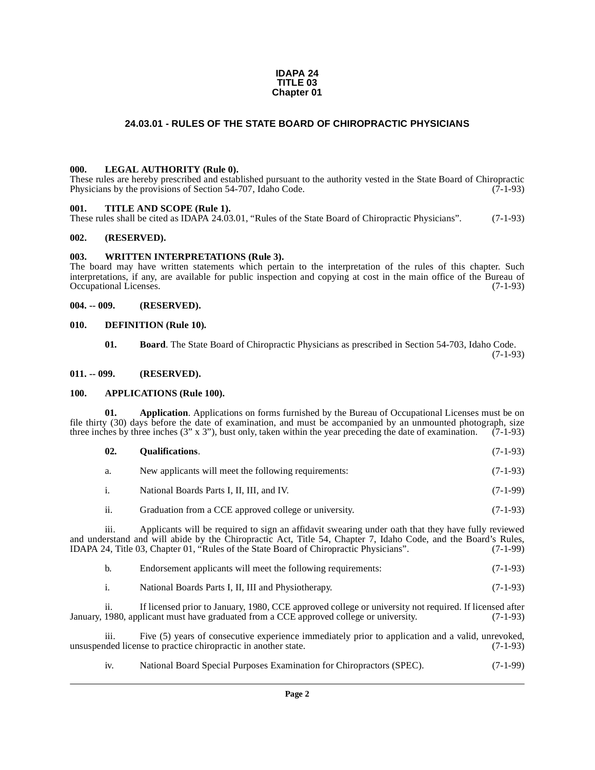**IDAPA 24**
**TITLE 03**
**Chapter 01**

# 24.03.01 - RULES OF THE STATE BOARD OF CHIROPRACTIC PHYSICIANS

### 000. LEGAL AUTHORITY (Rule 0).

These rules are hereby prescribed and established pursuant to the authority vested in the State Board of Chiropractic Physicians by the provisions of Section 54-707, Idaho Code. (7-1-93)

### 001. TITLE AND SCOPE (Rule 1).

These rules shall be cited as IDAPA 24.03.01, "Rules of the State Board of Chiropractic Physicians". (7-1-93)

### 002. (RESERVED).

### 003. WRITTEN INTERPRETATIONS (Rule 3).

The board may have written statements which pertain to the interpretation of the rules of this chapter. Such interpretations, if any, are available for public inspection and copying at cost in the main office of the Bureau of Occupational Licenses. (7-1-93)

### 004. -- 009. (RESERVED).

### 010. DEFINITION (Rule 10).

**01. Board**. The State Board of Chiropractic Physicians as prescribed in Section 54-703, Idaho Code. (7-1-93)

### 011. -- 099. (RESERVED).

### 100. APPLICATIONS (Rule 100).

**01. Application**. Applications on forms furnished by the Bureau of Occupational Licenses must be on file thirty (30) days before the date of examination, and must be accompanied by an unmounted photograph, size three inches by three inches (3" x 3"), bust only, taken within the year preceding the date of examination. (7-1-93)

**02. Qualifications**. (7-1-93)

a. New applicants will meet the following requirements: (7-1-93)

i. National Boards Parts I, II, III, and IV. (7-1-99)

ii. Graduation from a CCE approved college or university. (7-1-93)

iii. Applicants will be required to sign an affidavit swearing under oath that they have fully reviewed and understand and will abide by the Chiropractic Act, Title 54, Chapter 7, Idaho Code, and the Board's Rules, IDAPA 24, Title 03, Chapter 01, "Rules of the State Board of Chiropractic Physicians". (7-1-99)

b. Endorsement applicants will meet the following requirements: (7-1-93)

i. National Boards Parts I, II, III and Physiotherapy. (7-1-93)

ii. If licensed prior to January, 1980, CCE approved college or university not required. If licensed after January, 1980, applicant must have graduated from a CCE approved college or university. (7-1-93)

iii. Five (5) years of consecutive experience immediately prior to application and a valid, unrevoked, unsuspended license to practice chiropractic in another state. (7-1-93)

iv. National Board Special Purposes Examination for Chiropractors (SPEC). (7-1-99)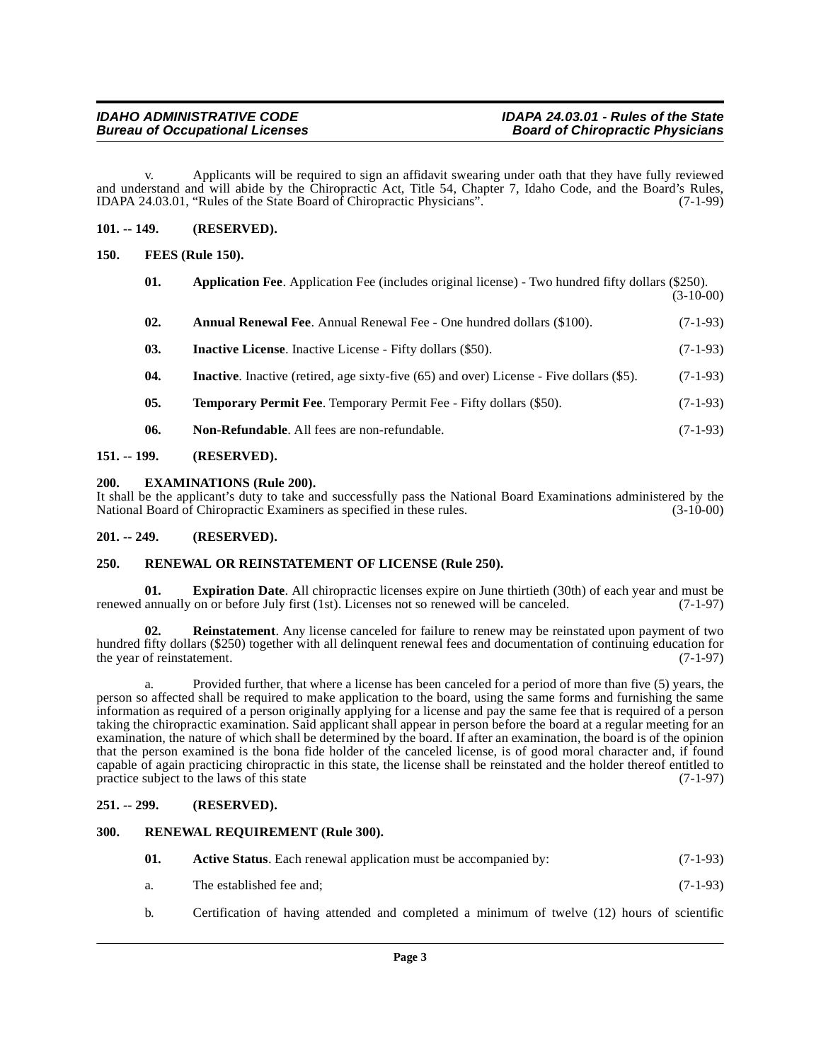v. Applicants will be required to sign an affidavit swearing under oath that they have fully reviewed and understand and will abide by the Chiropractic Act, Title 54, Chapter 7, Idaho Code, and the Board's Rules, IDAPA 24.03.01, "Rules of the State Board of Chiropractic Physicians". (7-1-99)

**101. -- 149. (RESERVED).**

**150. FEES (Rule 150).**

**01. Application Fee**. Application Fee (includes original license) - Two hundred fifty dollars ($250). (3-10-00)

**02. Annual Renewal Fee**. Annual Renewal Fee - One hundred dollars ($100). (7-1-93)

**03. Inactive License**. Inactive License - Fifty dollars ($50). (7-1-93)

**04. Inactive**. Inactive (retired, age sixty-five (65) and over) License - Five dollars ($5). (7-1-93)

**05. Temporary Permit Fee**. Temporary Permit Fee - Fifty dollars ($50). (7-1-93)

**06. Non-Refundable**. All fees are non-refundable. (7-1-93)

**151. -- 199. (RESERVED).**

**200. EXAMINATIONS (Rule 200).**

It shall be the applicant's duty to take and successfully pass the National Board Examinations administered by the National Board of Chiropractic Examiners as specified in these rules. (3-10-00)

**201. -- 249. (RESERVED).**

**250. RENEWAL OR REINSTATEMENT OF LICENSE (Rule 250).**

**01. Expiration Date**. All chiropractic licenses expire on June thirtieth (30th) of each year and must be renewed annually on or before July first (1st). Licenses not so renewed will be canceled. (7-1-97)

**02. Reinstatement**. Any license canceled for failure to renew may be reinstated upon payment of two hundred fifty dollars ($250) together with all delinquent renewal fees and documentation of continuing education for the year of reinstatement. (7-1-97)

a. Provided further, that where a license has been canceled for a period of more than five (5) years, the person so affected shall be required to make application to the board, using the same forms and furnishing the same information as required of a person originally applying for a license and pay the same fee that is required of a person taking the chiropractic examination. Said applicant shall appear in person before the board at a regular meeting for an examination, the nature of which shall be determined by the board. If after an examination, the board is of the opinion that the person examined is the bona fide holder of the canceled license, is of good moral character and, if found capable of again practicing chiropractic in this state, the license shall be reinstated and the holder thereof entitled to practice subject to the laws of this state (7-1-97)

**251. -- 299. (RESERVED).**

**300. RENEWAL REQUIREMENT (Rule 300).**

**01. Active Status**. Each renewal application must be accompanied by: (7-1-93)

a. The established fee and; (7-1-93)

b. Certification of having attended and completed a minimum of twelve (12) hours of scientific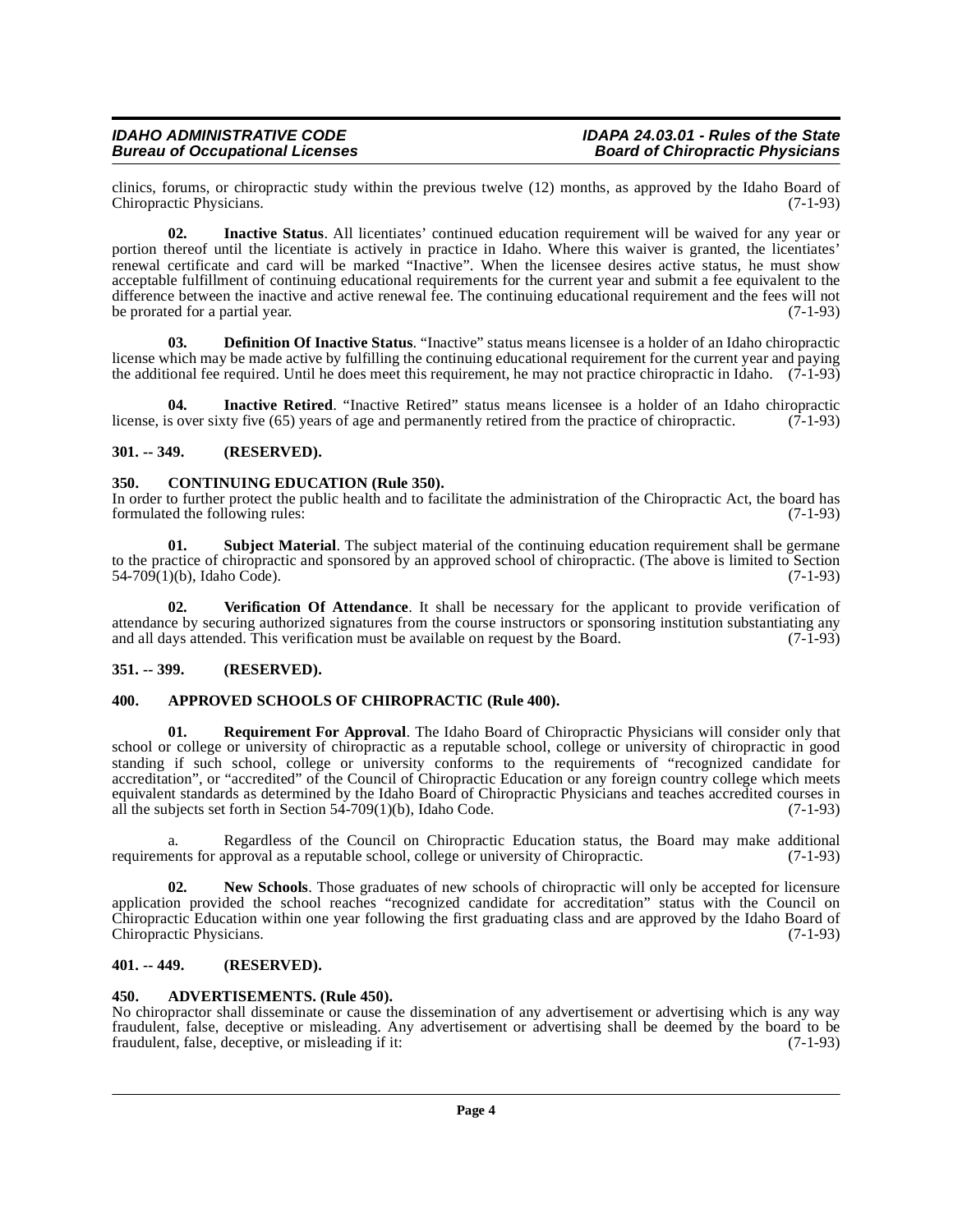clinics, forums, or chiropractic study within the previous twelve (12) months, as approved by the Idaho Board of Chiropractic Physicians. (7-1-93)

**02. Inactive Status**. All licentiates' continued education requirement will be waived for any year or portion thereof until the licentiate is actively in practice in Idaho. Where this waiver is granted, the licentiates' renewal certificate and card will be marked "Inactive". When the licensee desires active status, he must show acceptable fulfillment of continuing educational requirements for the current year and submit a fee equivalent to the difference between the inactive and active renewal fee. The continuing educational requirement and the fees will not be prorated for a partial year. (7-1-93)

**03. Definition Of Inactive Status**. "Inactive" status means licensee is a holder of an Idaho chiropractic license which may be made active by fulfilling the continuing educational requirement for the current year and paying the additional fee required. Until he does meet this requirement, he may not practice chiropractic in Idaho. (7-1-93)

**04. Inactive Retired**. "Inactive Retired" status means licensee is a holder of an Idaho chiropractic license, is over sixty five (65) years of age and permanently retired from the practice of chiropractic. (7-1-93)

## 301. -- 349. (RESERVED).

## 350. CONTINUING EDUCATION (Rule 350).

In order to further protect the public health and to facilitate the administration of the Chiropractic Act, the board has formulated the following rules: (7-1-93)

**01. Subject Material**. The subject material of the continuing education requirement shall be germane to the practice of chiropractic and sponsored by an approved school of chiropractic. (The above is limited to Section 54-709(1)(b), Idaho Code). (7-1-93)

**02. Verification Of Attendance**. It shall be necessary for the applicant to provide verification of attendance by securing authorized signatures from the course instructors or sponsoring institution substantiating any and all days attended. This verification must be available on request by the Board. (7-1-93)

## 351. -- 399. (RESERVED).

## 400. APPROVED SCHOOLS OF CHIROPRACTIC (Rule 400).

**01. Requirement For Approval**. The Idaho Board of Chiropractic Physicians will consider only that school or college or university of chiropractic as a reputable school, college or university of chiropractic in good standing if such school, college or university conforms to the requirements of "recognized candidate for accreditation", or "accredited" of the Council of Chiropractic Education or any foreign country college which meets equivalent standards as determined by the Idaho Board of Chiropractic Physicians and teaches accredited courses in all the subjects set forth in Section 54-709(1)(b), Idaho Code. (7-1-93)

a. Regardless of the Council on Chiropractic Education status, the Board may make additional requirements for approval as a reputable school, college or university of Chiropractic. (7-1-93)

**02. New Schools**. Those graduates of new schools of chiropractic will only be accepted for licensure application provided the school reaches "recognized candidate for accreditation" status with the Council on Chiropractic Education within one year following the first graduating class and are approved by the Idaho Board of Chiropractic Physicians. (7-1-93)

## 401. -- 449. (RESERVED).

## 450. ADVERTISEMENTS. (Rule 450).

No chiropractor shall disseminate or cause the dissemination of any advertisement or advertising which is any way fraudulent, false, deceptive or misleading. Any advertisement or advertising shall be deemed by the board to be fraudulent, false, deceptive, or misleading if it: (7-1-93)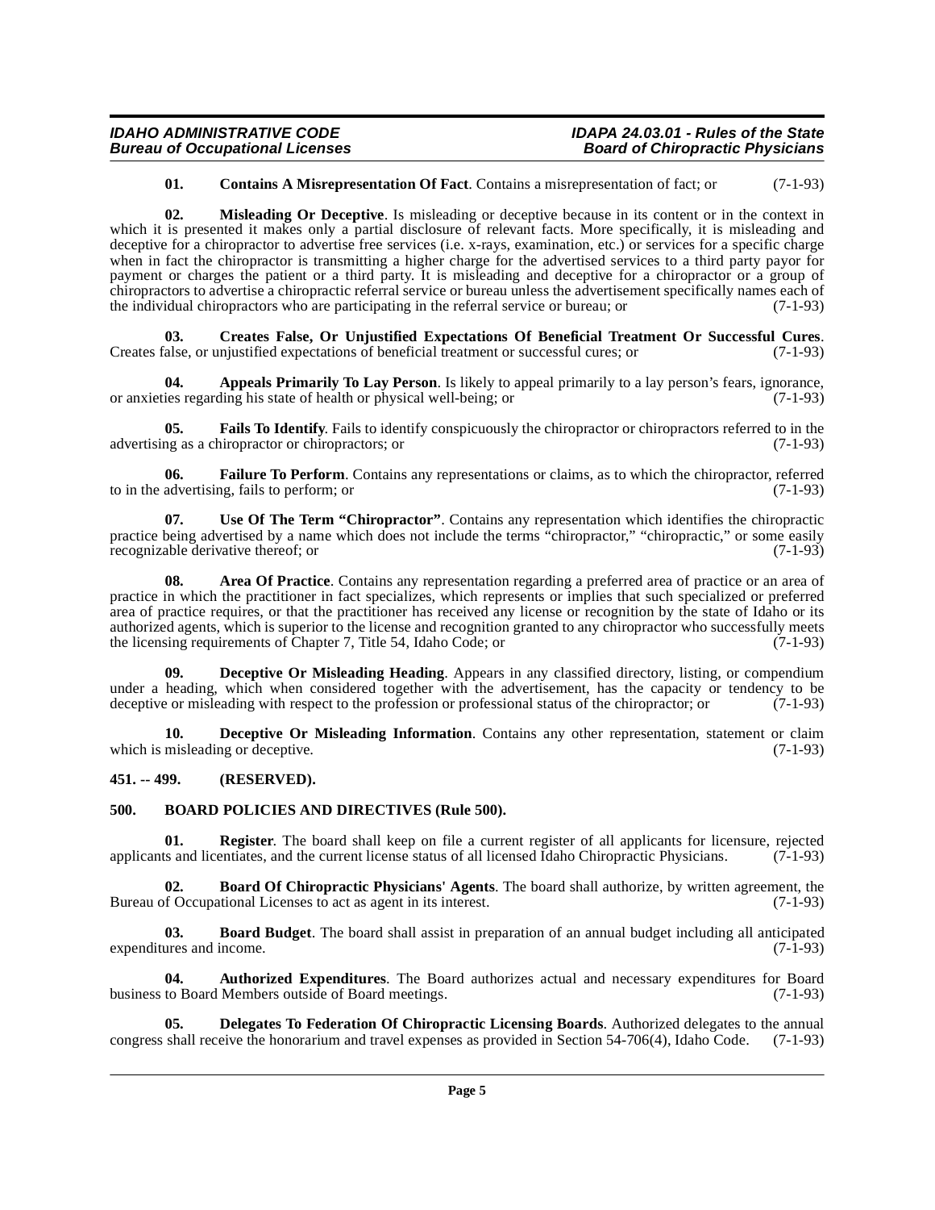**01. Contains A Misrepresentation Of Fact**. Contains a misrepresentation of fact; or (7-1-93)

**02. Misleading Or Deceptive**. Is misleading or deceptive because in its content or in the context in which it is presented it makes only a partial disclosure of relevant facts. More specifically, it is misleading and deceptive for a chiropractor to advertise free services (i.e. x-rays, examination, etc.) or services for a specific charge when in fact the chiropractor is transmitting a higher charge for the advertised services to a third party payor for payment or charges the patient or a third party. It is misleading and deceptive for a chiropractor or a group of chiropractors to advertise a chiropractic referral service or bureau unless the advertisement specifically names each of the individual chiropractors who are participating in the referral service or bureau; or (7-1-93)

**03. Creates False, Or Unjustified Expectations Of Beneficial Treatment Or Successful Cures**. Creates false, or unjustified expectations of beneficial treatment or successful cures; or (7-1-93)

**04. Appeals Primarily To Lay Person**. Is likely to appeal primarily to a lay person's fears, ignorance, or anxieties regarding his state of health or physical well-being; or (7-1-93)

**05. Fails To Identify**. Fails to identify conspicuously the chiropractor or chiropractors referred to in the advertising as a chiropractor or chiropractors; or (7-1-93)

**06. Failure To Perform**. Contains any representations or claims, as to which the chiropractor, referred to in the advertising, fails to perform; or (7-1-93)

**07. Use Of The Term "Chiropractor"**. Contains any representation which identifies the chiropractic practice being advertised by a name which does not include the terms "chiropractor," "chiropractic," or some easily recognizable derivative thereof; or (7-1-93)

**08. Area Of Practice**. Contains any representation regarding a preferred area of practice or an area of practice in which the practitioner in fact specializes, which represents or implies that such specialized or preferred area of practice requires, or that the practitioner has received any license or recognition by the state of Idaho or its authorized agents, which is superior to the license and recognition granted to any chiropractor who successfully meets the licensing requirements of Chapter 7, Title 54, Idaho Code; or (7-1-93)

**09. Deceptive Or Misleading Heading**. Appears in any classified directory, listing, or compendium under a heading, which when considered together with the advertisement, has the capacity or tendency to be deceptive or misleading with respect to the profession or professional status of the chiropractor; or (7-1-93)

**10. Deceptive Or Misleading Information**. Contains any other representation, statement or claim which is misleading or deceptive. (7-1-93)

## 451. -- 499. (RESERVED).

## 500. BOARD POLICIES AND DIRECTIVES (Rule 500).

**01. Register**. The board shall keep on file a current register of all applicants for licensure, rejected applicants and licentiates, and the current license status of all licensed Idaho Chiropractic Physicians. (7-1-93)

**02. Board Of Chiropractic Physicians' Agents**. The board shall authorize, by written agreement, the Bureau of Occupational Licenses to act as agent in its interest. (7-1-93)

**03. Board Budget**. The board shall assist in preparation of an annual budget including all anticipated expenditures and income. (7-1-93)

**04. Authorized Expenditures**. The Board authorizes actual and necessary expenditures for Board business to Board Members outside of Board meetings. (7-1-93)

**05. Delegates To Federation Of Chiropractic Licensing Boards**. Authorized delegates to the annual congress shall receive the honorarium and travel expenses as provided in Section 54-706(4), Idaho Code. (7-1-93)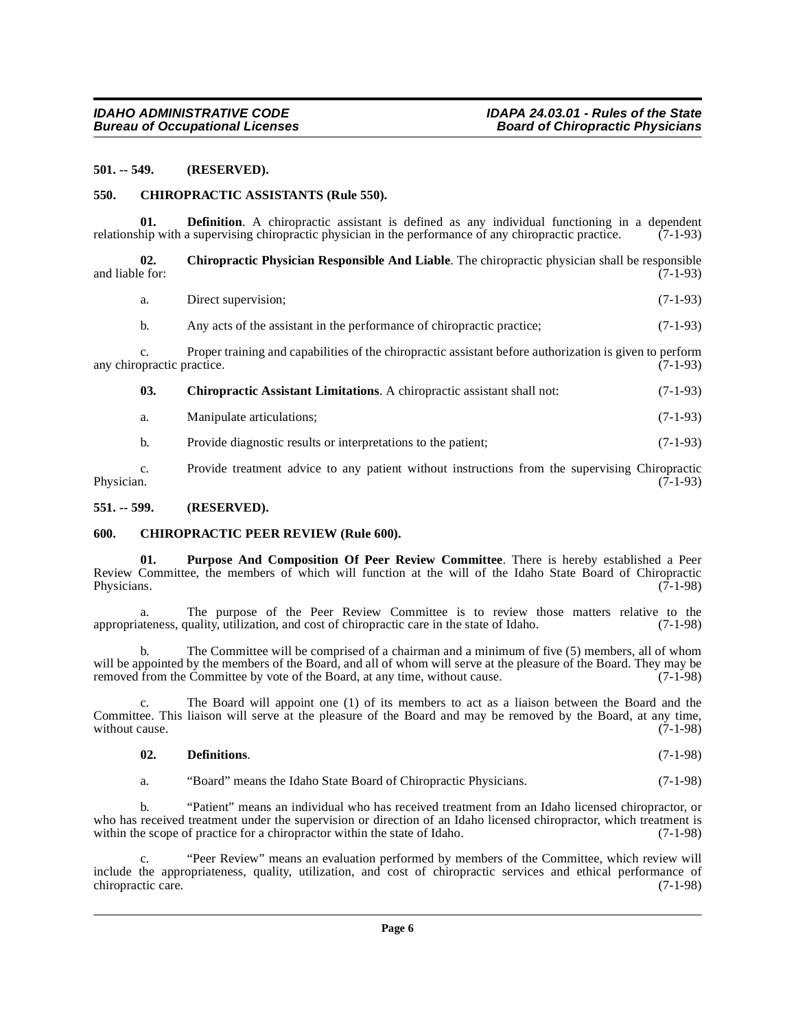**501. -- 549. (RESERVED).**

**550. CHIROPRACTIC ASSISTANTS (Rule 550).**

**01. Definition**. A chiropractic assistant is defined as any individual functioning in a dependent relationship with a supervising chiropractic physician in the performance of any chiropractic practice. (7-1-93)

**02. Chiropractic Physician Responsible And Liable**. The chiropractic physician shall be responsible and liable for: (7-1-93)

a. Direct supervision; (7-1-93)

b. Any acts of the assistant in the performance of chiropractic practice; (7-1-93)

c. Proper training and capabilities of the chiropractic assistant before authorization is given to perform any chiropractic practice. (7-1-93)

**03. Chiropractic Assistant Limitations**. A chiropractic assistant shall not: (7-1-93)

a. Manipulate articulations; (7-1-93)

b. Provide diagnostic results or interpretations to the patient; (7-1-93)

c. Provide treatment advice to any patient without instructions from the supervising Chiropractic Physician. (7-1-93)

**551. -- 599. (RESERVED).**

**600. CHIROPRACTIC PEER REVIEW (Rule 600).**

**01. Purpose And Composition Of Peer Review Committee**. There is hereby established a Peer Review Committee, the members of which will function at the will of the Idaho State Board of Chiropractic Physicians. (7-1-98)

a. The purpose of the Peer Review Committee is to review those matters relative to the appropriateness, quality, utilization, and cost of chiropractic care in the state of Idaho. (7-1-98)

b. The Committee will be comprised of a chairman and a minimum of five (5) members, all of whom will be appointed by the members of the Board, and all of whom will serve at the pleasure of the Board. They may be removed from the Committee by vote of the Board, at any time, without cause. (7-1-98)

c. The Board will appoint one (1) of its members to act as a liaison between the Board and the Committee. This liaison will serve at the pleasure of the Board and may be removed by the Board, at any time, without cause. (7-1-98)

**02. Definitions**. (7-1-98)

a. "Board" means the Idaho State Board of Chiropractic Physicians. (7-1-98)

b. "Patient" means an individual who has received treatment from an Idaho licensed chiropractor, or who has received treatment under the supervision or direction of an Idaho licensed chiropractor, which treatment is within the scope of practice for a chiropractor within the state of Idaho. (7-1-98)

c. "Peer Review" means an evaluation performed by members of the Committee, which review will include the appropriateness, quality, utilization, and cost of chiropractic services and ethical performance of chiropractic care. (7-1-98)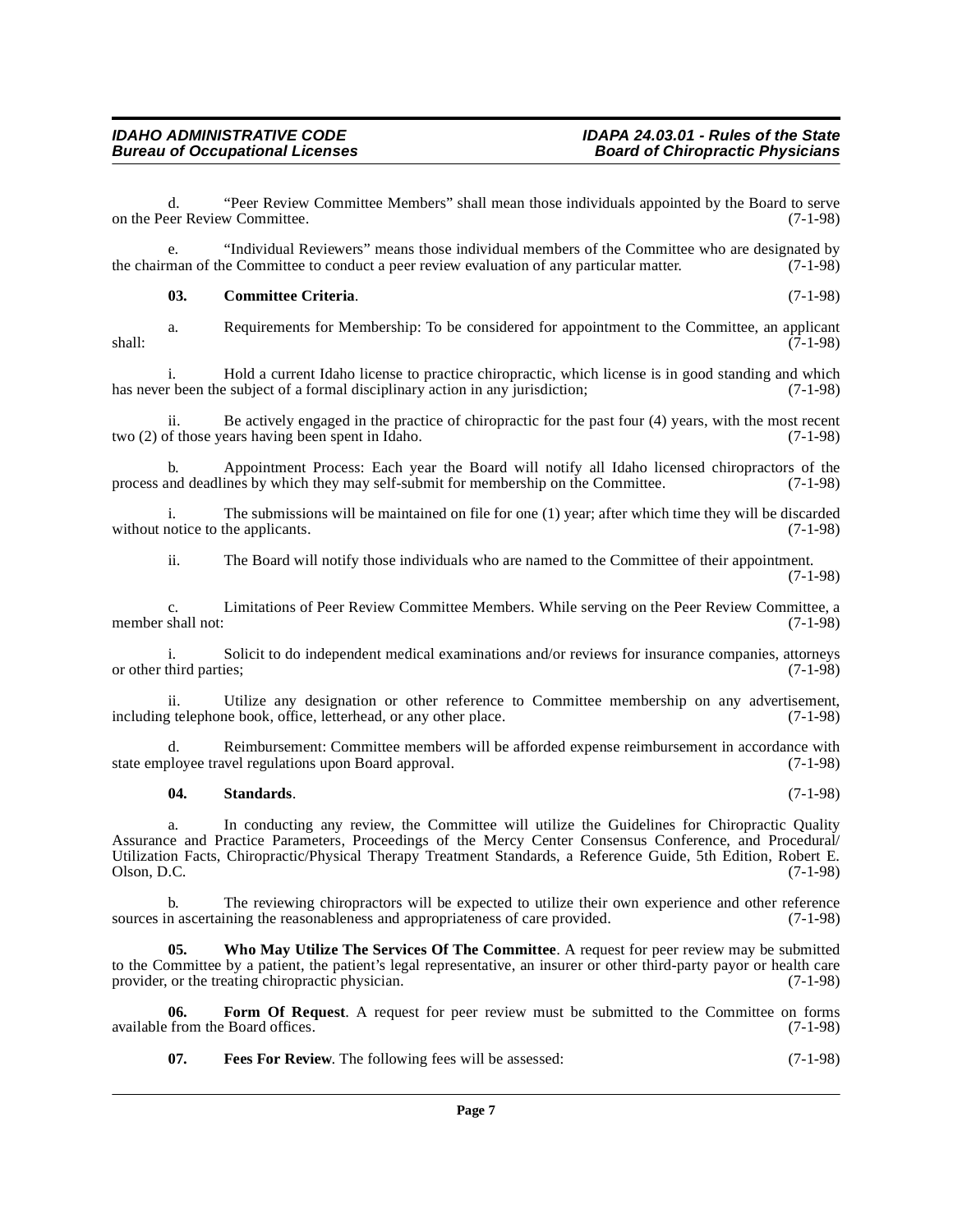d. "Peer Review Committee Members" shall mean those individuals appointed by the Board to serve on the Peer Review Committee. (7-1-98)

e. "Individual Reviewers" means those individual members of the Committee who are designated by the chairman of the Committee to conduct a peer review evaluation of any particular matter. (7-1-98)

**03. Committee Criteria**. (7-1-98)

a. Requirements for Membership: To be considered for appointment to the Committee, an applicant shall: (7-1-98)

i. Hold a current Idaho license to practice chiropractic, which license is in good standing and which has never been the subject of a formal disciplinary action in any jurisdiction; (7-1-98)

ii. Be actively engaged in the practice of chiropractic for the past four (4) years, with the most recent two (2) of those years having been spent in Idaho. (7-1-98)

b. Appointment Process: Each year the Board will notify all Idaho licensed chiropractors of the process and deadlines by which they may self-submit for membership on the Committee. (7-1-98)

i. The submissions will be maintained on file for one (1) year; after which time they will be discarded without notice to the applicants. (7-1-98)

ii. The Board will notify those individuals who are named to the Committee of their appointment. (7-1-98)

c. Limitations of Peer Review Committee Members. While serving on the Peer Review Committee, a member shall not: (7-1-98)

i. Solicit to do independent medical examinations and/or reviews for insurance companies, attorneys or other third parties; (7-1-98)

ii. Utilize any designation or other reference to Committee membership on any advertisement, including telephone book, office, letterhead, or any other place. (7-1-98)

d. Reimbursement: Committee members will be afforded expense reimbursement in accordance with state employee travel regulations upon Board approval. (7-1-98)

**04. Standards**. (7-1-98)

a. In conducting any review, the Committee will utilize the Guidelines for Chiropractic Quality Assurance and Practice Parameters, Proceedings of the Mercy Center Consensus Conference, and Procedural/Utilization Facts, Chiropractic/Physical Therapy Treatment Standards, a Reference Guide, 5th Edition, Robert E. Olson, D.C. (7-1-98)

b. The reviewing chiropractors will be expected to utilize their own experience and other reference sources in ascertaining the reasonableness and appropriateness of care provided. (7-1-98)

**05. Who May Utilize The Services Of The Committee**. A request for peer review may be submitted to the Committee by a patient, the patient's legal representative, an insurer or other third-party payor or health care provider, or the treating chiropractic physician. (7-1-98)

**06. Form Of Request**. A request for peer review must be submitted to the Committee on forms available from the Board offices. (7-1-98)

**07. Fees For Review**. The following fees will be assessed: (7-1-98)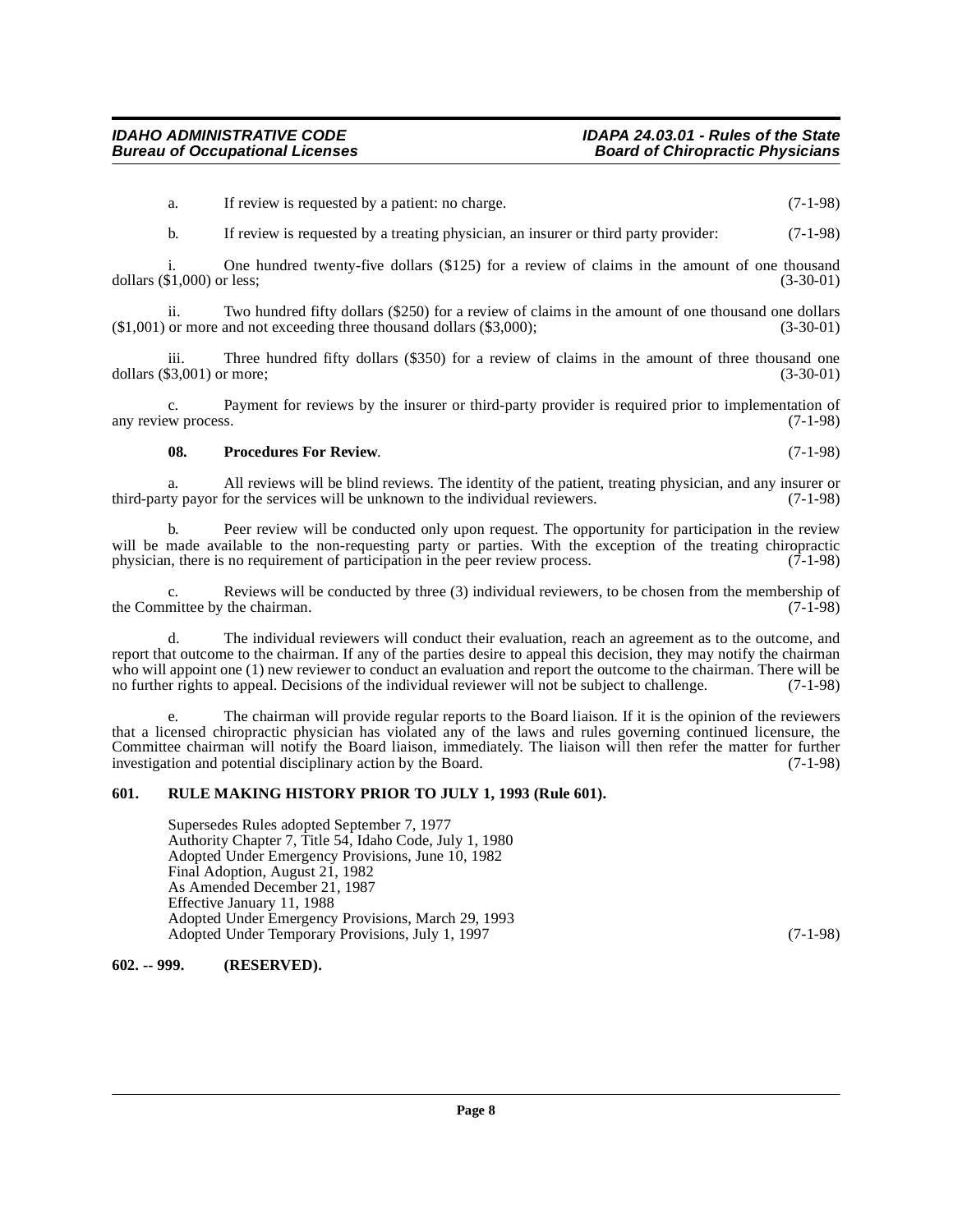a. If review is requested by a patient: no charge. (7-1-98)

b. If review is requested by a treating physician, an insurer or third party provider: (7-1-98)

i. One hundred twenty-five dollars ($125) for a review of claims in the amount of one thousand dollars ($1,000) or less; (3-30-01)

ii. Two hundred fifty dollars ($250) for a review of claims in the amount of one thousand one dollars ($1,001) or more and not exceeding three thousand dollars ($3,000); (3-30-01)

iii. Three hundred fifty dollars ($350) for a review of claims in the amount of three thousand one dollars ($3,001) or more; (3-30-01)

c. Payment for reviews by the insurer or third-party provider is required prior to implementation of any review process. (7-1-98)

**08. Procedures For Review**. (7-1-98)

a. All reviews will be blind reviews. The identity of the patient, treating physician, and any insurer or third-party payor for the services will be unknown to the individual reviewers. (7-1-98)

b. Peer review will be conducted only upon request. The opportunity for participation in the review will be made available to the non-requesting party or parties. With the exception of the treating chiropractic physician, there is no requirement of participation in the peer review process. (7-1-98)

c. Reviews will be conducted by three (3) individual reviewers, to be chosen from the membership of the Committee by the chairman. (7-1-98)

d. The individual reviewers will conduct their evaluation, reach an agreement as to the outcome, and report that outcome to the chairman. If any of the parties desire to appeal this decision, they may notify the chairman who will appoint one (1) new reviewer to conduct an evaluation and report the outcome to the chairman. There will be no further rights to appeal. Decisions of the individual reviewer will not be subject to challenge. (7-1-98)

e. The chairman will provide regular reports to the Board liaison. If it is the opinion of the reviewers that a licensed chiropractic physician has violated any of the laws and rules governing continued licensure, the Committee chairman will notify the Board liaison, immediately. The liaison will then refer the matter for further investigation and potential disciplinary action by the Board. (7-1-98)

## 601. RULE MAKING HISTORY PRIOR TO JULY 1, 1993 (Rule 601).

Supersedes Rules adopted September 7, 1977
Authority Chapter 7, Title 54, Idaho Code, July 1, 1980
Adopted Under Emergency Provisions, June 10, 1982
Final Adoption, August 21, 1982
As Amended December 21, 1987
Effective January 11, 1988
Adopted Under Emergency Provisions, March 29, 1993
Adopted Under Temporary Provisions, July 1, 1997 (7-1-98)

## 602. -- 999. (RESERVED).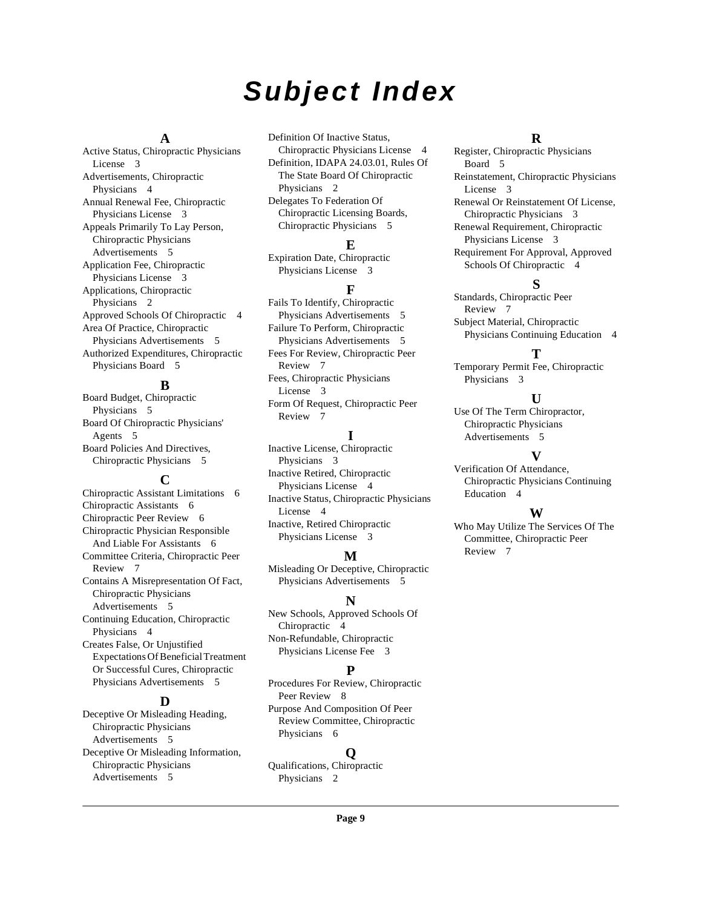# Subject Index

## A

Active Status, Chiropractic Physicians License 3
Advertisements, Chiropractic Physicians 4
Annual Renewal Fee, Chiropractic Physicians License 3
Appeals Primarily To Lay Person, Chiropractic Physicians Advertisements 5
Application Fee, Chiropractic Physicians License 3
Applications, Chiropractic Physicians 2
Approved Schools Of Chiropractic 4
Area Of Practice, Chiropractic Physicians Advertisements 5
Authorized Expenditures, Chiropractic Physicians Board 5

## B

Board Budget, Chiropractic Physicians 5
Board Of Chiropractic Physicians' Agents 5
Board Policies And Directives, Chiropractic Physicians 5

## C

Chiropractic Assistant Limitations 6
Chiropractic Assistants 6
Chiropractic Peer Review 6
Chiropractic Physician Responsible And Liable For Assistants 6
Committee Criteria, Chiropractic Peer Review 7
Contains A Misrepresentation Of Fact, Chiropractic Physicians Advertisements 5
Continuing Education, Chiropractic Physicians 4
Creates False, Or Unjustified Expectations Of Beneficial Treatment Or Successful Cures, Chiropractic Physicians Advertisements 5

## D

Deceptive Or Misleading Heading, Chiropractic Physicians Advertisements 5
Deceptive Or Misleading Information, Chiropractic Physicians Advertisements 5
Definition Of Inactive Status, Chiropractic Physicians License 4
Definition, IDAPA 24.03.01, Rules Of The State Board Of Chiropractic Physicians 2
Delegates To Federation Of Chiropractic Licensing Boards, Chiropractic Physicians 5

## E

Expiration Date, Chiropractic Physicians License 3

## F

Fails To Identify, Chiropractic Physicians Advertisements 5
Failure To Perform, Chiropractic Physicians Advertisements 5
Fees For Review, Chiropractic Peer Review 7
Fees, Chiropractic Physicians License 3
Form Of Request, Chiropractic Peer Review 7

## I

Inactive License, Chiropractic Physicians 3
Inactive Retired, Chiropractic Physicians License 4
Inactive Status, Chiropractic Physicians License 4
Inactive, Retired Chiropractic Physicians License 3

## M

Misleading Or Deceptive, Chiropractic Physicians Advertisements 5

## N

New Schools, Approved Schools Of Chiropractic 4
Non-Refundable, Chiropractic Physicians License Fee 3

## P

Procedures For Review, Chiropractic Peer Review 8
Purpose And Composition Of Peer Review Committee, Chiropractic Physicians 6

## Q

Qualifications, Chiropractic Physicians 2

## R

Register, Chiropractic Physicians Board 5
Reinstatement, Chiropractic Physicians License 3
Renewal Or Reinstatement Of License, Chiropractic Physicians 3
Renewal Requirement, Chiropractic Physicians License 3
Requirement For Approval, Approved Schools Of Chiropractic 4

## S

Standards, Chiropractic Peer Review 7
Subject Material, Chiropractic Physicians Continuing Education 4

## T

Temporary Permit Fee, Chiropractic Physicians 3

## U

Use Of The Term Chiropractor, Chiropractic Physicians Advertisements 5

## V

Verification Of Attendance, Chiropractic Physicians Continuing Education 4

## W

Who May Utilize The Services Of The Committee, Chiropractic Peer Review 7